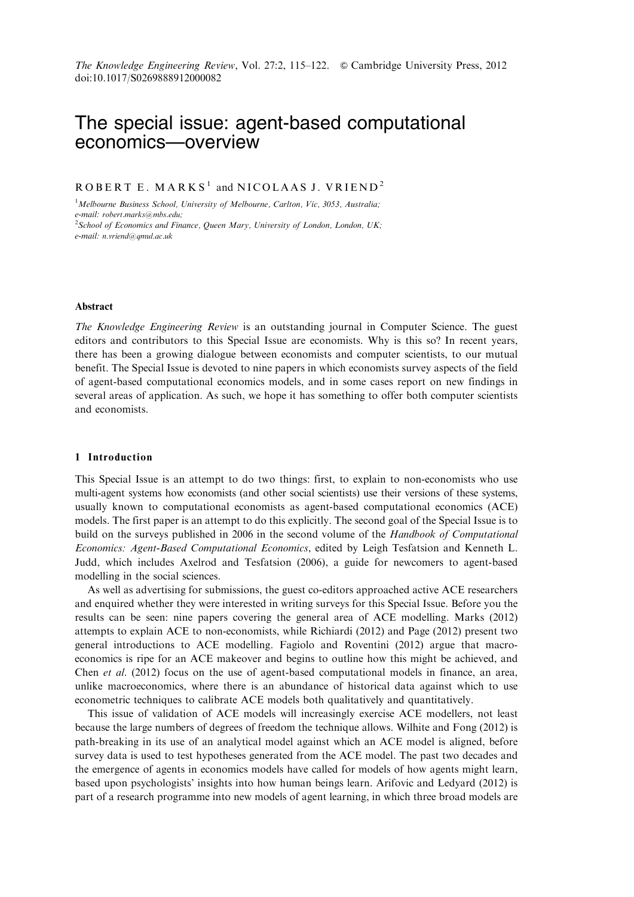# The special issue: agent-based computational economics—overview

ROBERT E. MARKS[1] and NICOLAAS J. VRIEND[2]

[1]*Melbourne Business School, University of Melbourne, Carlton, Vic, 3053, Australia; e-mail: robert.marks@mbs.edu;*
[2]*School of Economics and Finance, Queen Mary, University of London, London, UK; e-mail: n.vriend@qmul.ac.uk*

### Abstract

*The Knowledge Engineering Review* is an outstanding journal in Computer Science. The guest editors and contributors to this Special Issue are economists. Why is this so? In recent years, there has been a growing dialogue between economists and computer scientists, to our mutual benefit. The Special Issue is devoted to nine papers in which economists survey aspects of the field of agent-based computational economics models, and in some cases report on new findings in several areas of application. As such, we hope it has something to offer both computer scientists and economists.

## 1 Introduction

This Special Issue is an attempt to do two things: first, to explain to non-economists who use multi-agent systems how economists (and other social scientists) use their versions of these systems, usually known to computational economists as agent-based computational economics (ACE) models. The first paper is an attempt to do this explicitly. The second goal of the Special Issue is to build on the surveys published in 2006 in the second volume of the *Handbook of Computational Economics: Agent-Based Computational Economics*, edited by Leigh Tesfatsion and Kenneth L. Judd, which includes Axelrod and Tesfatsion (2006), a guide for newcomers to agent-based modelling in the social sciences.

As well as advertising for submissions, the guest co-editors approached active ACE researchers and enquired whether they were interested in writing surveys for this Special Issue. Before you the results can be seen: nine papers covering the general area of ACE modelling. Marks (2012) attempts to explain ACE to non-economists, while Richiardi (2012) and Page (2012) present two general introductions to ACE modelling. Fagiolo and Roventini (2012) argue that macroeconomics is ripe for an ACE makeover and begins to outline how this might be achieved, and Chen *et al*. (2012) focus on the use of agent-based computational models in finance, an area, unlike macroeconomics, where there is an abundance of historical data against which to use econometric techniques to calibrate ACE models both qualitatively and quantitatively.

This issue of validation of ACE models will increasingly exercise ACE modellers, not least because the large numbers of degrees of freedom the technique allows. Wilhite and Fong (2012) is path-breaking in its use of an analytical model against which an ACE model is aligned, before survey data is used to test hypotheses generated from the ACE model. The past two decades and the emergence of agents in economics models have called for models of how agents might learn, based upon psychologists' insights into how human beings learn. Arifovic and Ledyard (2012) is part of a research programme into new models of agent learning, in which three broad models are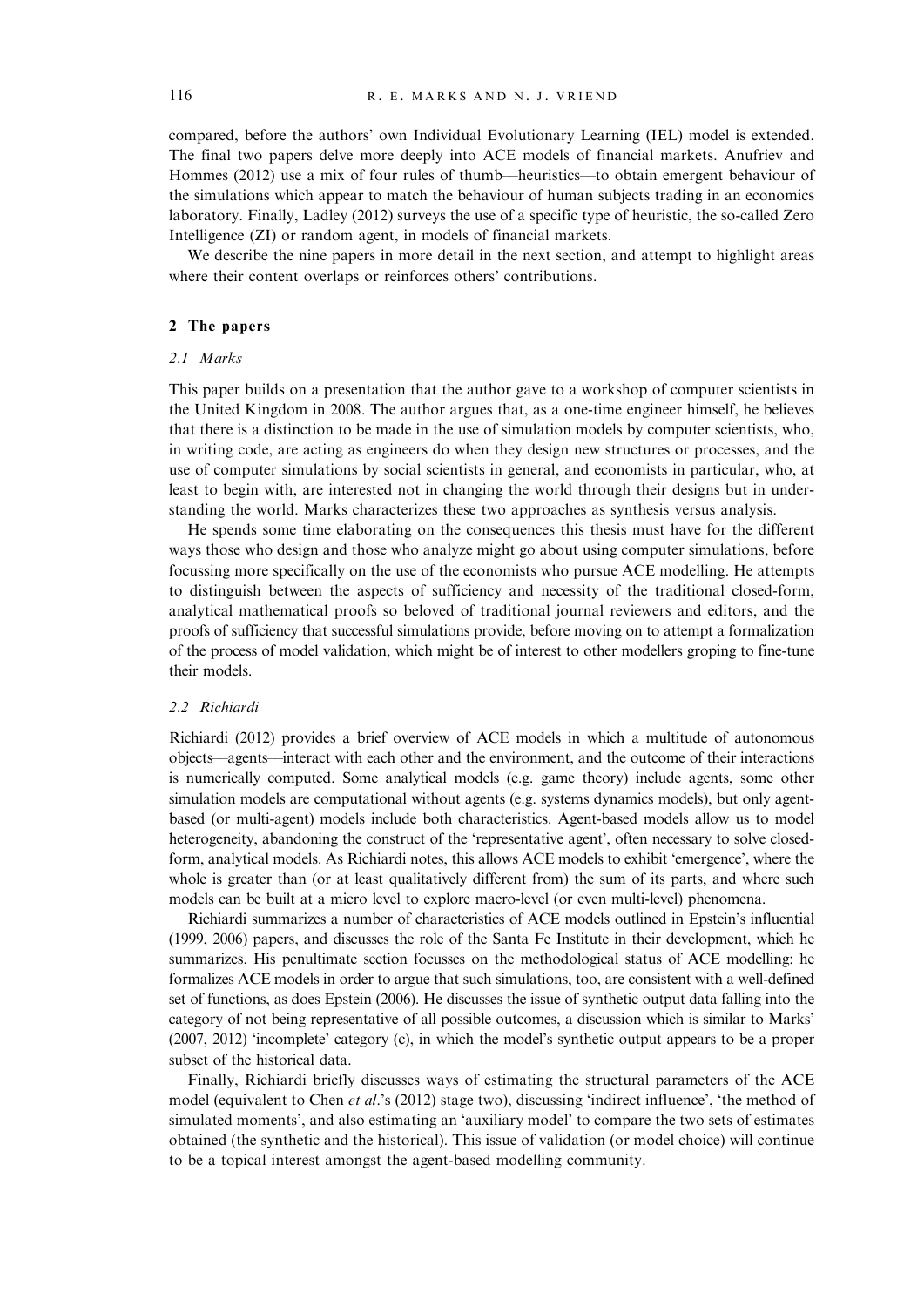compared, before the authors' own Individual Evolutionary Learning (IEL) model is extended. The final two papers delve more deeply into ACE models of financial markets. Anufriev and Hommes (2012) use a mix of four rules of thumb—heuristics—to obtain emergent behaviour of the simulations which appear to match the behaviour of human subjects trading in an economics laboratory. Finally, Ladley (2012) surveys the use of a specific type of heuristic, the so-called Zero Intelligence (ZI) or random agent, in models of financial markets.

We describe the nine papers in more detail in the next section, and attempt to highlight areas where their content overlaps or reinforces others' contributions.

## 2 The papers

### 2.1 *Marks*

This paper builds on a presentation that the author gave to a workshop of computer scientists in the United Kingdom in 2008. The author argues that, as a one-time engineer himself, he believes that there is a distinction to be made in the use of simulation models by computer scientists, who, in writing code, are acting as engineers do when they design new structures or processes, and the use of computer simulations by social scientists in general, and economists in particular, who, at least to begin with, are interested not in changing the world through their designs but in understanding the world. Marks characterizes these two approaches as synthesis versus analysis.

He spends some time elaborating on the consequences this thesis must have for the different ways those who design and those who analyze might go about using computer simulations, before focussing more specifically on the use of the economists who pursue ACE modelling. He attempts to distinguish between the aspects of sufficiency and necessity of the traditional closed-form, analytical mathematical proofs so beloved of traditional journal reviewers and editors, and the proofs of sufficiency that successful simulations provide, before moving on to attempt a formalization of the process of model validation, which might be of interest to other modellers groping to fine-tune their models.

### 2.2 *Richiardi*

Richiardi (2012) provides a brief overview of ACE models in which a multitude of autonomous objects—agents—interact with each other and the environment, and the outcome of their interactions is numerically computed. Some analytical models (e.g. game theory) include agents, some other simulation models are computational without agents (e.g. systems dynamics models), but only agent-based (or multi-agent) models include both characteristics. Agent-based models allow us to model heterogeneity, abandoning the construct of the 'representative agent', often necessary to solve closed-form, analytical models. As Richiardi notes, this allows ACE models to exhibit 'emergence', where the whole is greater than (or at least qualitatively different from) the sum of its parts, and where such models can be built at a micro level to explore macro-level (or even multi-level) phenomena.

Richiardi summarizes a number of characteristics of ACE models outlined in Epstein's influential (1999, 2006) papers, and discusses the role of the Santa Fe Institute in their development, which he summarizes. His penultimate section focusses on the methodological status of ACE modelling: he formalizes ACE models in order to argue that such simulations, too, are consistent with a well-defined set of functions, as does Epstein (2006). He discusses the issue of synthetic output data falling into the category of not being representative of all possible outcomes, a discussion which is similar to Marks' (2007, 2012) 'incomplete' category (c), in which the model's synthetic output appears to be a proper subset of the historical data.

Finally, Richiardi briefly discusses ways of estimating the structural parameters of the ACE model (equivalent to Chen *et al*.'s (2012) stage two), discussing 'indirect influence', 'the method of simulated moments', and also estimating an 'auxiliary model' to compare the two sets of estimates obtained (the synthetic and the historical). This issue of validation (or model choice) will continue to be a topical interest amongst the agent-based modelling community.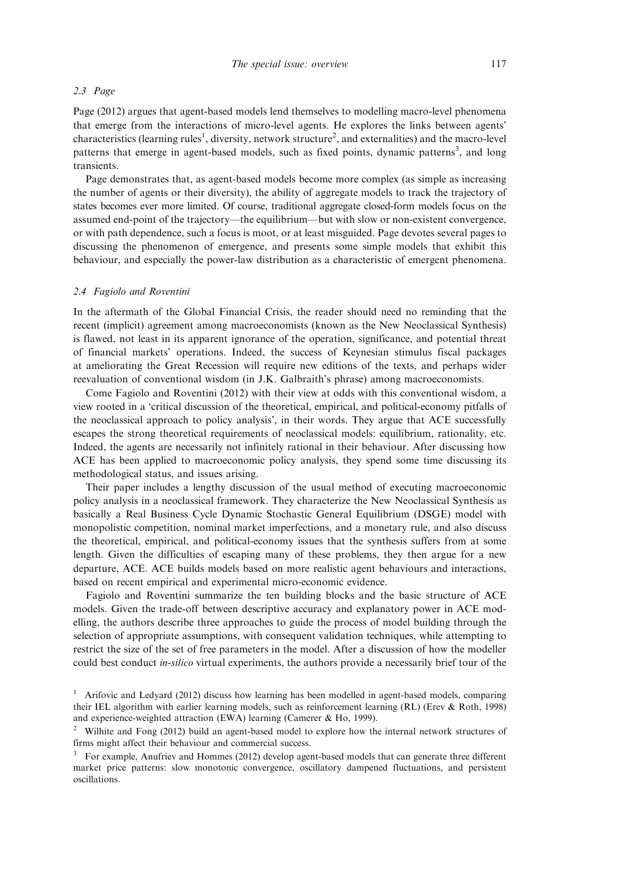### 2.3 Page

Page (2012) argues that agent-based models lend themselves to modelling macro-level phenomena that emerge from the interactions of micro-level agents. He explores the links between agents' characteristics (learning rules[1], diversity, network structure[2], and externalities) and the macro-level patterns that emerge in agent-based models, such as fixed points, dynamic patterns[3], and long transients.

Page demonstrates that, as agent-based models become more complex (as simple as increasing the number of agents or their diversity), the ability of aggregate models to track the trajectory of states becomes ever more limited. Of course, traditional aggregate closed-form models focus on the assumed end-point of the trajectory—the equilibrium—but with slow or non-existent convergence, or with path dependence, such a focus is moot, or at least misguided. Page devotes several pages to discussing the phenomenon of emergence, and presents some simple models that exhibit this behaviour, and especially the power-law distribution as a characteristic of emergent phenomena.

### 2.4 Fagiolo and Roventini

In the aftermath of the Global Financial Crisis, the reader should need no reminding that the recent (implicit) agreement among macroeconomists (known as the New Neoclassical Synthesis) is flawed, not least in its apparent ignorance of the operation, significance, and potential threat of financial markets' operations. Indeed, the success of Keynesian stimulus fiscal packages at ameliorating the Great Recession will require new editions of the texts, and perhaps wider reevaluation of conventional wisdom (in J.K. Galbraith's phrase) among macroeconomists.

Come Fagiolo and Roventini (2012) with their view at odds with this conventional wisdom, a view rooted in a 'critical discussion of the theoretical, empirical, and political-economy pitfalls of the neoclassical approach to policy analysis', in their words. They argue that ACE successfully escapes the strong theoretical requirements of neoclassical models: equilibrium, rationality, etc. Indeed, the agents are necessarily not infinitely rational in their behaviour. After discussing how ACE has been applied to macroeconomic policy analysis, they spend some time discussing its methodological status, and issues arising.

Their paper includes a lengthy discussion of the usual method of executing macroeconomic policy analysis in a neoclassical framework. They characterize the New Neoclassical Synthesis as basically a Real Business Cycle Dynamic Stochastic General Equilibrium (DSGE) model with monopolistic competition, nominal market imperfections, and a monetary rule, and also discuss the theoretical, empirical, and political-economy issues that the synthesis suffers from at some length. Given the difficulties of escaping many of these problems, they then argue for a new departure, ACE. ACE builds models based on more realistic agent behaviours and interactions, based on recent empirical and experimental micro-economic evidence.

Fagiolo and Roventini summarize the ten building blocks and the basic structure of ACE models. Given the trade-off between descriptive accuracy and explanatory power in ACE modelling, the authors describe three approaches to guide the process of model building through the selection of appropriate assumptions, with consequent validation techniques, while attempting to restrict the size of the set of free parameters in the model. After a discussion of how the modeller could best conduct *in-silico* virtual experiments, the authors provide a necessarily brief tour of the

[1] Arifovic and Ledyard (2012) discuss how learning has been modelled in agent-based models, comparing their IEL algorithm with earlier learning models, such as reinforcement learning (RL) (Erev & Roth, 1998) and experience-weighted attraction (EWA) learning (Camerer & Ho, 1999).

[2] Wilhite and Fong (2012) build an agent-based model to explore how the internal network structures of firms might affect their behaviour and commercial success.

[3] For example, Anufriev and Hommes (2012) develop agent-based models that can generate three different market price patterns: slow monotonic convergence, oscillatory dampened fluctuations, and persistent oscillations.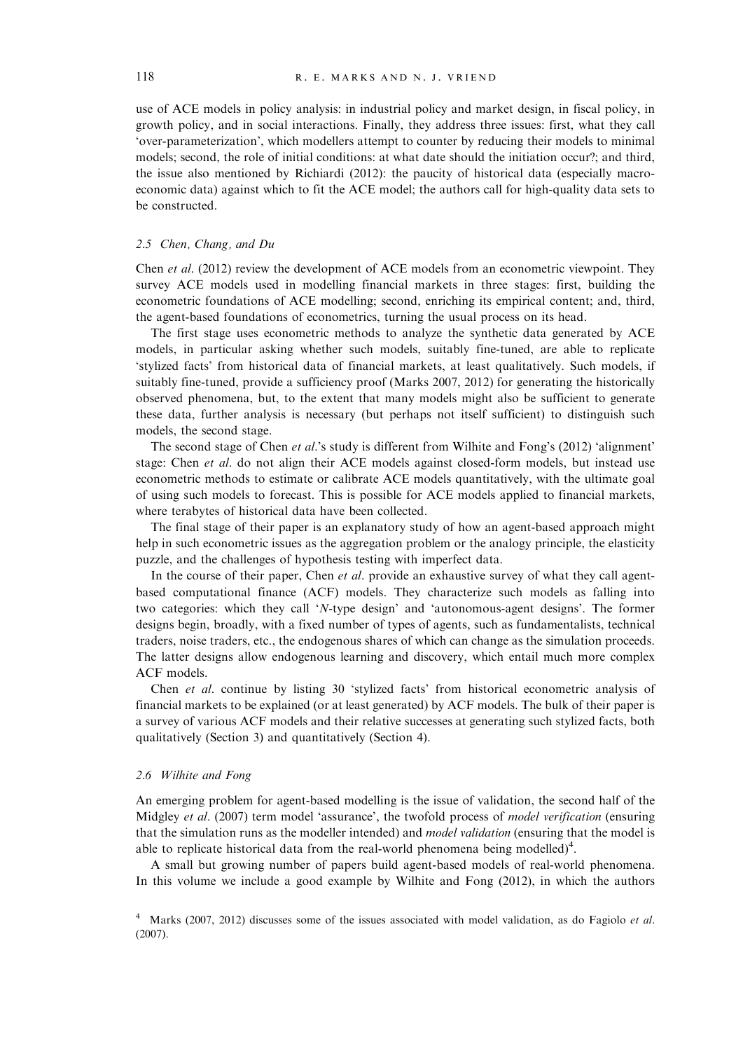use of ACE models in policy analysis: in industrial policy and market design, in fiscal policy, in growth policy, and in social interactions. Finally, they address three issues: first, what they call 'over-parameterization', which modellers attempt to counter by reducing their models to minimal models; second, the role of initial conditions: at what date should the initiation occur?; and third, the issue also mentioned by Richiardi (2012): the paucity of historical data (especially macroeconomic data) against which to fit the ACE model; the authors call for high-quality data sets to be constructed.

### 2.5 Chen, Chang, and Du

Chen *et al*. (2012) review the development of ACE models from an econometric viewpoint. They survey ACE models used in modelling financial markets in three stages: first, building the econometric foundations of ACE modelling; second, enriching its empirical content; and, third, the agent-based foundations of econometrics, turning the usual process on its head.

The first stage uses econometric methods to analyze the synthetic data generated by ACE models, in particular asking whether such models, suitably fine-tuned, are able to replicate 'stylized facts' from historical data of financial markets, at least qualitatively. Such models, if suitably fine-tuned, provide a sufficiency proof (Marks 2007, 2012) for generating the historically observed phenomena, but, to the extent that many models might also be sufficient to generate these data, further analysis is necessary (but perhaps not itself sufficient) to distinguish such models, the second stage.

The second stage of Chen *et al*.'s study is different from Wilhite and Fong's (2012) 'alignment' stage: Chen *et al*. do not align their ACE models against closed-form models, but instead use econometric methods to estimate or calibrate ACE models quantitatively, with the ultimate goal of using such models to forecast. This is possible for ACE models applied to financial markets, where terabytes of historical data have been collected.

The final stage of their paper is an explanatory study of how an agent-based approach might help in such econometric issues as the aggregation problem or the analogy principle, the elasticity puzzle, and the challenges of hypothesis testing with imperfect data.

In the course of their paper, Chen *et al*. provide an exhaustive survey of what they call agent-based computational finance (ACF) models. They characterize such models as falling into two categories: which they call '*N*-type design' and 'autonomous-agent designs'. The former designs begin, broadly, with a fixed number of types of agents, such as fundamentalists, technical traders, noise traders, etc., the endogenous shares of which can change as the simulation proceeds. The latter designs allow endogenous learning and discovery, which entail much more complex ACF models.

Chen *et al*. continue by listing 30 'stylized facts' from historical econometric analysis of financial markets to be explained (or at least generated) by ACF models. The bulk of their paper is a survey of various ACF models and their relative successes at generating such stylized facts, both qualitatively (Section 3) and quantitatively (Section 4).

### 2.6 Wilhite and Fong

An emerging problem for agent-based modelling is the issue of validation, the second half of the Midgley *et al*. (2007) term model 'assurance', the twofold process of *model verification* (ensuring that the simulation runs as the modeller intended) and *model validation* (ensuring that the model is able to replicate historical data from the real-world phenomena being modelled)[4].

A small but growing number of papers build agent-based models of real-world phenomena. In this volume we include a good example by Wilhite and Fong (2012), in which the authors

[4] Marks (2007, 2012) discusses some of the issues associated with model validation, as do Fagiolo *et al*. (2007).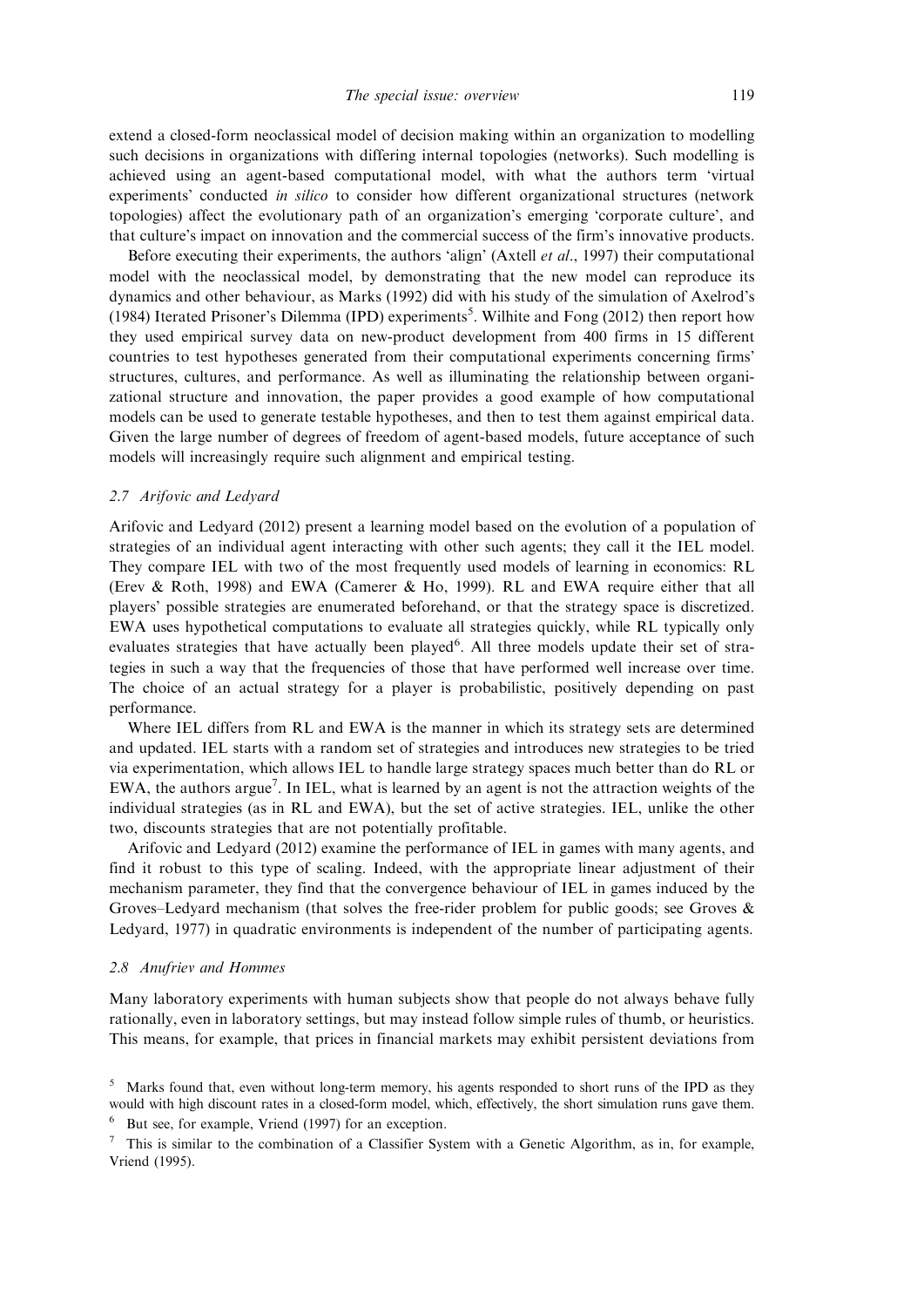extend a closed-form neoclassical model of decision making within an organization to modelling such decisions in organizations with differing internal topologies (networks). Such modelling is achieved using an agent-based computational model, with what the authors term 'virtual experiments' conducted *in silico* to consider how different organizational structures (network topologies) affect the evolutionary path of an organization's emerging 'corporate culture', and that culture's impact on innovation and the commercial success of the firm's innovative products.

Before executing their experiments, the authors 'align' (Axtell *et al*., 1997) their computational model with the neoclassical model, by demonstrating that the new model can reproduce its dynamics and other behaviour, as Marks (1992) did with his study of the simulation of Axelrod's (1984) Iterated Prisoner's Dilemma (IPD) experiments[5]. Wilhite and Fong (2012) then report how they used empirical survey data on new-product development from 400 firms in 15 different countries to test hypotheses generated from their computational experiments concerning firms' structures, cultures, and performance. As well as illuminating the relationship between organizational structure and innovation, the paper provides a good example of how computational models can be used to generate testable hypotheses, and then to test them against empirical data. Given the large number of degrees of freedom of agent-based models, future acceptance of such models will increasingly require such alignment and empirical testing.

### 2.7 Arifovic and Ledyard

Arifovic and Ledyard (2012) present a learning model based on the evolution of a population of strategies of an individual agent interacting with other such agents; they call it the IEL model. They compare IEL with two of the most frequently used models of learning in economics: RL (Erev & Roth, 1998) and EWA (Camerer & Ho, 1999). RL and EWA require either that all players' possible strategies are enumerated beforehand, or that the strategy space is discretized. EWA uses hypothetical computations to evaluate all strategies quickly, while RL typically only evaluates strategies that have actually been played[6]. All three models update their set of strategies in such a way that the frequencies of those that have performed well increase over time. The choice of an actual strategy for a player is probabilistic, positively depending on past performance.

Where IEL differs from RL and EWA is the manner in which its strategy sets are determined and updated. IEL starts with a random set of strategies and introduces new strategies to be tried via experimentation, which allows IEL to handle large strategy spaces much better than do RL or EWA, the authors argue[7]. In IEL, what is learned by an agent is not the attraction weights of the individual strategies (as in RL and EWA), but the set of active strategies. IEL, unlike the other two, discounts strategies that are not potentially profitable.

Arifovic and Ledyard (2012) examine the performance of IEL in games with many agents, and find it robust to this type of scaling. Indeed, with the appropriate linear adjustment of their mechanism parameter, they find that the convergence behaviour of IEL in games induced by the Groves–Ledyard mechanism (that solves the free-rider problem for public goods; see Groves & Ledyard, 1977) in quadratic environments is independent of the number of participating agents.

### 2.8 Anufriev and Hommes

Many laboratory experiments with human subjects show that people do not always behave fully rationally, even in laboratory settings, but may instead follow simple rules of thumb, or heuristics. This means, for example, that prices in financial markets may exhibit persistent deviations from

[5] Marks found that, even without long-term memory, his agents responded to short runs of the IPD as they would with high discount rates in a closed-form model, which, effectively, the short simulation runs gave them.

[6] But see, for example, Vriend (1997) for an exception.

[7] This is similar to the combination of a Classifier System with a Genetic Algorithm, as in, for example, Vriend (1995).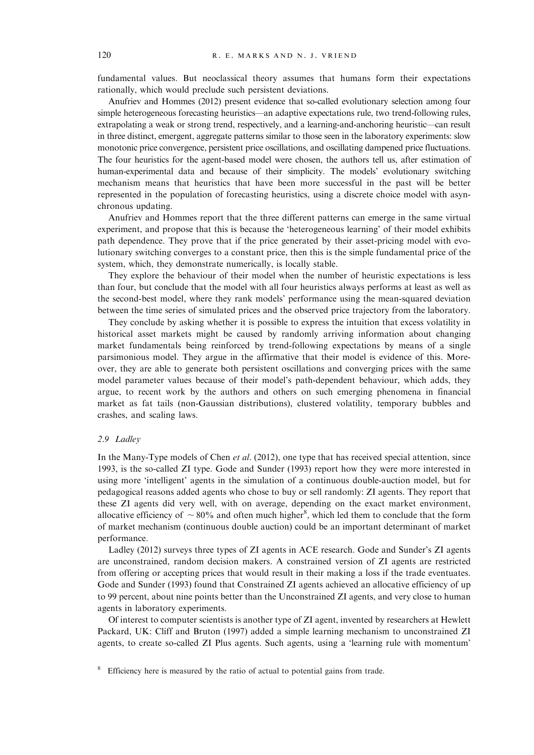fundamental values. But neoclassical theory assumes that humans form their expectations rationally, which would preclude such persistent deviations.

Anufriev and Hommes (2012) present evidence that so-called evolutionary selection among four simple heterogeneous forecasting heuristics—an adaptive expectations rule, two trend-following rules, extrapolating a weak or strong trend, respectively, and a learning-and-anchoring heuristic—can result in three distinct, emergent, aggregate patterns similar to those seen in the laboratory experiments: slow monotonic price convergence, persistent price oscillations, and oscillating dampened price fluctuations. The four heuristics for the agent-based model were chosen, the authors tell us, after estimation of human-experimental data and because of their simplicity. The models' evolutionary switching mechanism means that heuristics that have been more successful in the past will be better represented in the population of forecasting heuristics, using a discrete choice model with asynchronous updating.

Anufriev and Hommes report that the three different patterns can emerge in the same virtual experiment, and propose that this is because the 'heterogeneous learning' of their model exhibits path dependence. They prove that if the price generated by their asset-pricing model with evolutionary switching converges to a constant price, then this is the simple fundamental price of the system, which, they demonstrate numerically, is locally stable.

They explore the behaviour of their model when the number of heuristic expectations is less than four, but conclude that the model with all four heuristics always performs at least as well as the second-best model, where they rank models' performance using the mean-squared deviation between the time series of simulated prices and the observed price trajectory from the laboratory.

They conclude by asking whether it is possible to express the intuition that excess volatility in historical asset markets might be caused by randomly arriving information about changing market fundamentals being reinforced by trend-following expectations by means of a single parsimonious model. They argue in the affirmative that their model is evidence of this. Moreover, they are able to generate both persistent oscillations and converging prices with the same model parameter values because of their model's path-dependent behaviour, which adds, they argue, to recent work by the authors and others on such emerging phenomena in financial market as fat tails (non-Gaussian distributions), clustered volatility, temporary bubbles and crashes, and scaling laws.

### 2.9 *Ladley*

In the Many-Type models of Chen *et al*. (2012), one type that has received special attention, since 1993, is the so-called ZI type. Gode and Sunder (1993) report how they were more interested in using more 'intelligent' agents in the simulation of a continuous double-auction model, but for pedagogical reasons added agents who chose to buy or sell randomly: ZI agents. They report that these ZI agents did very well, with on average, depending on the exact market environment, allocative efficiency of $\sim 80\%$ and often much higher[8], which led them to conclude that the form of market mechanism (continuous double auction) could be an important determinant of market performance.

Ladley (2012) surveys three types of ZI agents in ACE research. Gode and Sunder's ZI agents are unconstrained, random decision makers. A constrained version of ZI agents are restricted from offering or accepting prices that would result in their making a loss if the trade eventuates. Gode and Sunder (1993) found that Constrained ZI agents achieved an allocative efficiency of up to 99 percent, about nine points better than the Unconstrained ZI agents, and very close to human agents in laboratory experiments.

Of interest to computer scientists is another type of ZI agent, invented by researchers at Hewlett Packard, UK: Cliff and Bruton (1997) added a simple learning mechanism to unconstrained ZI agents, to create so-called ZI Plus agents. Such agents, using a 'learning rule with momentum'

[8] Efficiency here is measured by the ratio of actual to potential gains from trade.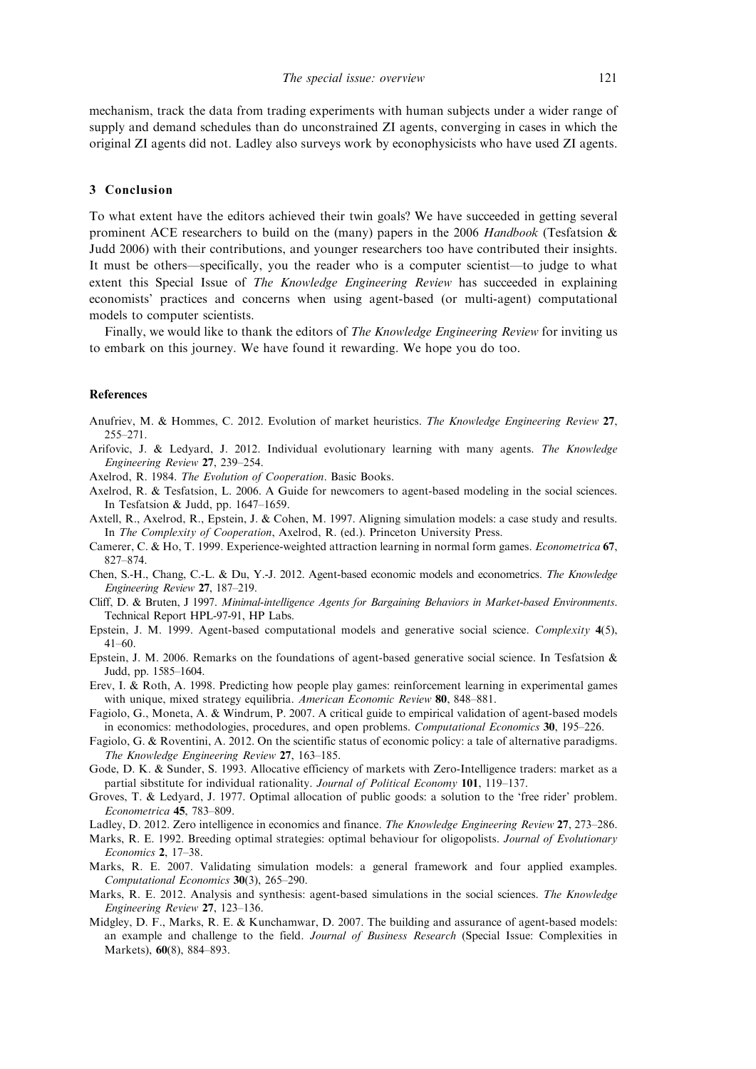mechanism, track the data from trading experiments with human subjects under a wider range of supply and demand schedules than do unconstrained ZI agents, converging in cases in which the original ZI agents did not. Ladley also surveys work by econophysicists who have used ZI agents.

## 3 Conclusion

To what extent have the editors achieved their twin goals? We have succeeded in getting several prominent ACE researchers to build on the (many) papers in the 2006 *Handbook* (Tesfatsion & Judd 2006) with their contributions, and younger researchers too have contributed their insights. It must be others—specifically, you the reader who is a computer scientist—to judge to what extent this Special Issue of *The Knowledge Engineering Review* has succeeded in explaining economists' practices and concerns when using agent-based (or multi-agent) computational models to computer scientists.

Finally, we would like to thank the editors of *The Knowledge Engineering Review* for inviting us to embark on this journey. We have found it rewarding. We hope you do too.

## References

Anufriev, M. & Hommes, C. 2012. Evolution of market heuristics. *The Knowledge Engineering Review* **27**, 255–271.

Arifovic, J. & Ledyard, J. 2012. Individual evolutionary learning with many agents. *The Knowledge Engineering Review* **27**, 239–254.

Axelrod, R. 1984. *The Evolution of Cooperation*. Basic Books.

Axelrod, R. & Tesfatsion, L. 2006. A Guide for newcomers to agent-based modeling in the social sciences. In Tesfatsion & Judd, pp. 1647–1659.

Axtell, R., Axelrod, R., Epstein, J. & Cohen, M. 1997. Aligning simulation models: a case study and results. In *The Complexity of Cooperation*, Axelrod, R. (ed.). Princeton University Press.

Camerer, C. & Ho, T. 1999. Experience-weighted attraction learning in normal form games. *Econometrica* **67**, 827–874.

Chen, S.-H., Chang, C.-L. & Du, Y.-J. 2012. Agent-based economic models and econometrics. *The Knowledge Engineering Review* **27**, 187–219.

Cliff, D. & Bruten, J 1997. *Minimal-intelligence Agents for Bargaining Behaviors in Market-based Environments*. Technical Report HPL-97-91, HP Labs.

Epstein, J. M. 1999. Agent-based computational models and generative social science. *Complexity* **4**(5), 41–60.

Epstein, J. M. 2006. Remarks on the foundations of agent-based generative social science. In Tesfatsion & Judd, pp. 1585–1604.

Erev, I. & Roth, A. 1998. Predicting how people play games: reinforcement learning in experimental games with unique, mixed strategy equilibria. *American Economic Review* **80**, 848–881.

Fagiolo, G., Moneta, A. & Windrum, P. 2007. A critical guide to empirical validation of agent-based models in economics: methodologies, procedures, and open problems. *Computational Economics* **30**, 195–226.

Fagiolo, G. & Roventini, A. 2012. On the scientific status of economic policy: a tale of alternative paradigms. *The Knowledge Engineering Review* **27**, 163–185.

Gode, D. K. & Sunder, S. 1993. Allocative efficiency of markets with Zero-Intelligence traders: market as a partial sibstitute for individual rationality. *Journal of Political Economy* **101**, 119–137.

Groves, T. & Ledyard, J. 1977. Optimal allocation of public goods: a solution to the 'free rider' problem. *Econometrica* **45**, 783–809.

Ladley, D. 2012. Zero intelligence in economics and finance. *The Knowledge Engineering Review* **27**, 273–286.

Marks, R. E. 1992. Breeding optimal strategies: optimal behaviour for oligopolists. *Journal of Evolutionary Economics* **2**, 17–38.

Marks, R. E. 2007. Validating simulation models: a general framework and four applied examples. *Computational Economics* **30**(3), 265–290.

Marks, R. E. 2012. Analysis and synthesis: agent-based simulations in the social sciences. *The Knowledge Engineering Review* **27**, 123–136.

Midgley, D. F., Marks, R. E. & Kunchamwar, D. 2007. The building and assurance of agent-based models: an example and challenge to the field. *Journal of Business Research* (Special Issue: Complexities in Markets), **60**(8), 884–893.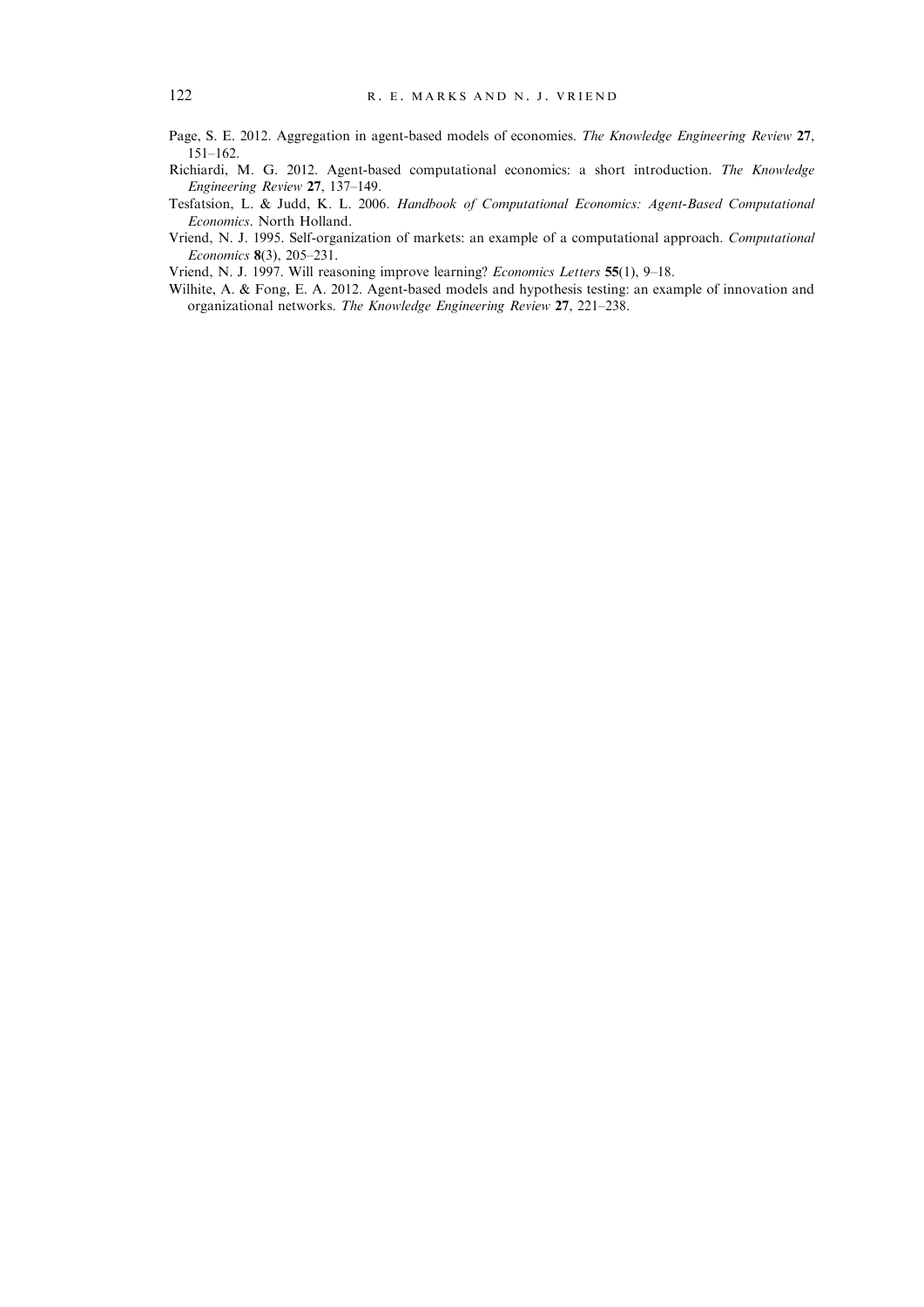Page, S. E. 2012. Aggregation in agent-based models of economies. *The Knowledge Engineering Review* **27**, 151–162.

Richiardi, M. G. 2012. Agent-based computational economics: a short introduction. *The Knowledge Engineering Review* **27**, 137–149.

Tesfatsion, L. & Judd, K. L. 2006. *Handbook of Computational Economics: Agent-Based Computational Economics*. North Holland.

Vriend, N. J. 1995. Self-organization of markets: an example of a computational approach. *Computational Economics* **8**(3), 205–231.

Vriend, N. J. 1997. Will reasoning improve learning? *Economics Letters* **55**(1), 9–18.

Wilhite, A. & Fong, E. A. 2012. Agent-based models and hypothesis testing: an example of innovation and organizational networks. *The Knowledge Engineering Review* **27**, 221–238.